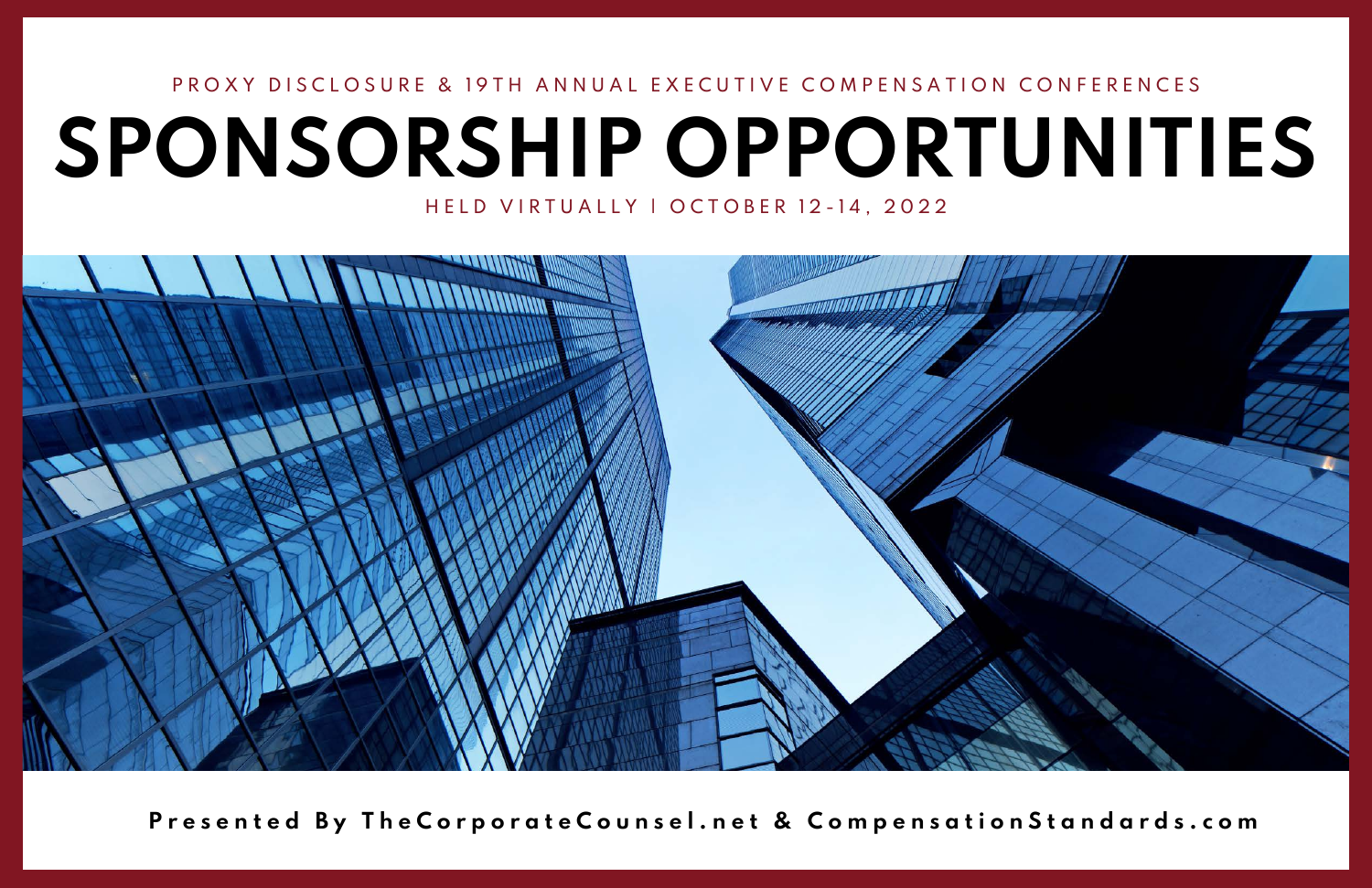PROXY DISCLOSURE & 19TH ANNUAL EXECUTIVE COMPENSATION CONFERENCES

# SPONSORSHIP OPPORTUNITIES

HELD VIRTUALLY | OCTOBER 12-14, 2022

**Presented By TheCorporateCounsel.net & CompensationStandards.com**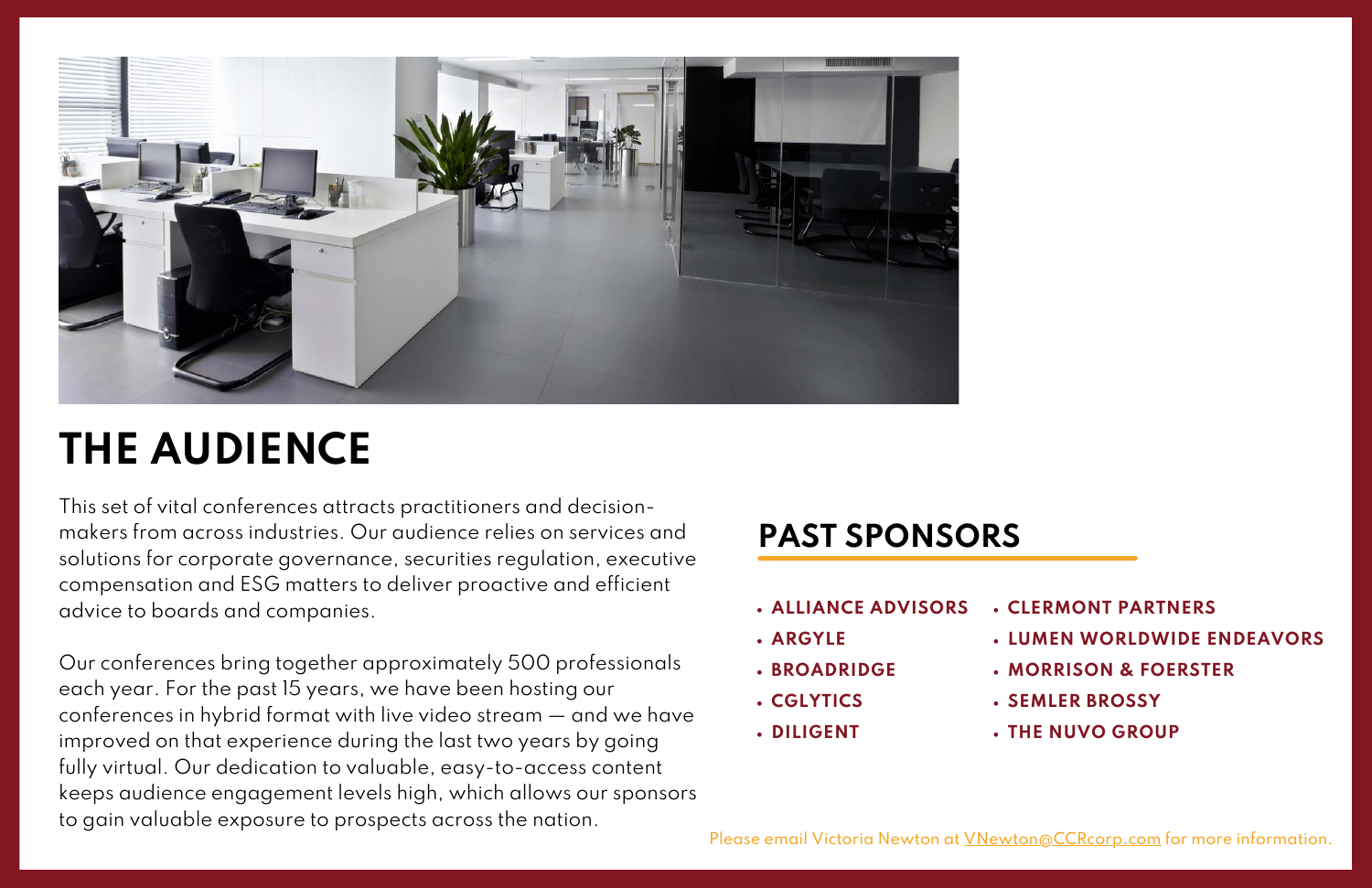# THE AUDIENCE

This set of vital conferences attracts practitioners and decision-makers from across industries. Our audience relies on services and solutions for corporate governance, securities regulation, executive compensation and ESG matters to deliver proactive and efficient advice to boards and companies.

Our conferences bring together approximately 500 professionals each year. For the past 15 years, we have been hosting our conferences in hybrid format with live video stream — and we have improved on that experience during the last two years by going fully virtual. Our dedication to valuable, easy-to-access content keeps audience engagement levels high, which allows our sponsors to gain valuable exposure to prospects across the nation.

## PAST SPONSORS

- **ALLIANCE ADVISORS**
- **ARGYLE**
- **BROADRIDGE**
- **CGLYTICS**
- **DILIGENT**
- **CLERMONT PARTNERS**
- **LUMEN WORLDWIDE ENDEAVORS**
- **MORRISON & FOERSTER**
- **SEMLER BROSSY**
- **THE NUVO GROUP**

Please email Victoria Newton at VNewton@CCRcorp.com for more information.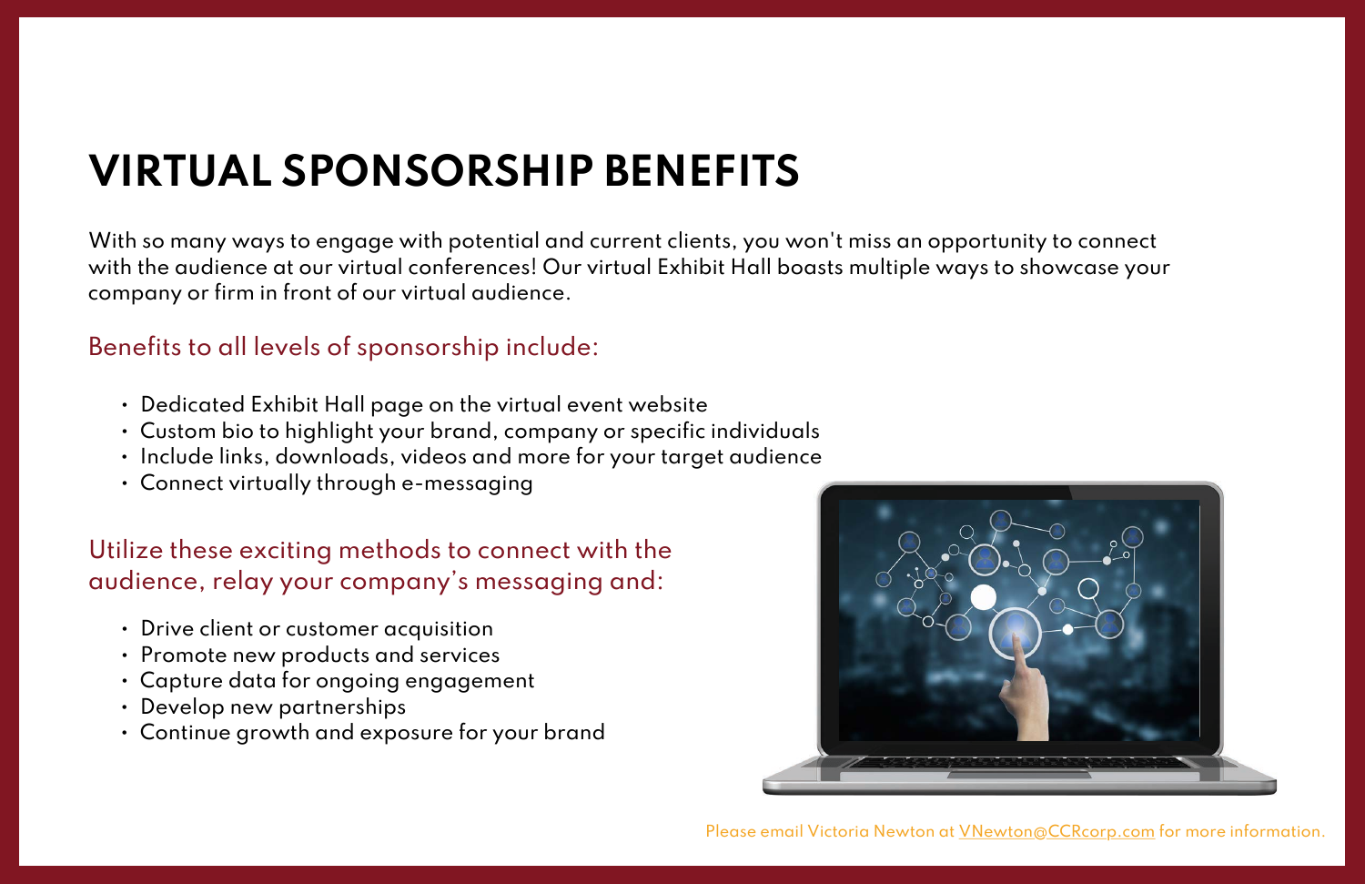# VIRTUAL SPONSORSHIP BENEFITS

With so many ways to engage with potential and current clients, you won't miss an opportunity to connect with the audience at our virtual conferences! Our virtual Exhibit Hall boasts multiple ways to showcase your company or firm in front of our virtual audience.

## Benefits to all levels of sponsorship include:

- Dedicated Exhibit Hall page on the virtual event website
- Custom bio to highlight your brand, company or specific individuals
- Include links, downloads, videos and more for your target audience
- Connect virtually through e-messaging

## Utilize these exciting methods to connect with the audience, relay your company's messaging and:

- Drive client or customer acquisition
- Promote new products and services
- Capture data for ongoing engagement
- Develop new partnerships
- Continue growth and exposure for your brand

Please email Victoria Newton at VNewton@CCRcorp.com for more information.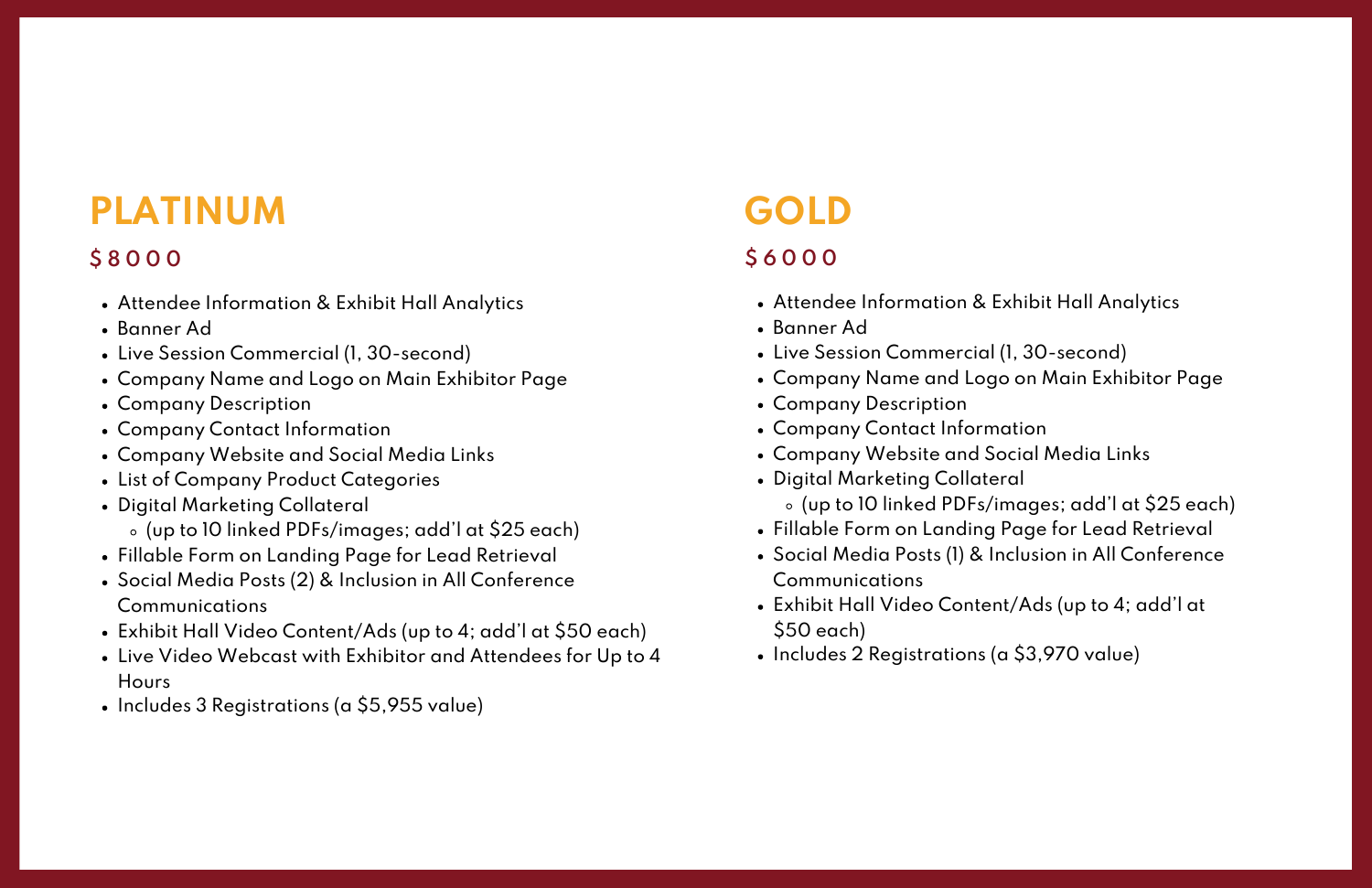## PLATINUM

### $8000

- Attendee Information & Exhibit Hall Analytics
- Banner Ad
- Live Session Commercial (1, 30-second)
- Company Name and Logo on Main Exhibitor Page
- Company Description
- Company Contact Information
- Company Website and Social Media Links
- List of Company Product Categories
- Digital Marketing Collateral
  - (up to 10 linked PDFs/images; add'l at $25 each)
- Fillable Form on Landing Page for Lead Retrieval
- Social Media Posts (2) & Inclusion in All Conference Communications
- Exhibit Hall Video Content/Ads (up to 4; add'l at $50 each)
- Live Video Webcast with Exhibitor and Attendees for Up to 4 Hours
- Includes 3 Registrations (a $5,955 value)

## GOLD

### $6000

- Attendee Information & Exhibit Hall Analytics
- Banner Ad
- Live Session Commercial (1, 30-second)
- Company Name and Logo on Main Exhibitor Page
- Company Description
- Company Contact Information
- Company Website and Social Media Links
- Digital Marketing Collateral
  - (up to 10 linked PDFs/images; add'l at $25 each)
- Fillable Form on Landing Page for Lead Retrieval
- Social Media Posts (1) & Inclusion in All Conference Communications
- Exhibit Hall Video Content/Ads (up to 4; add'l at $50 each)
- Includes 2 Registrations (a $3,970 value)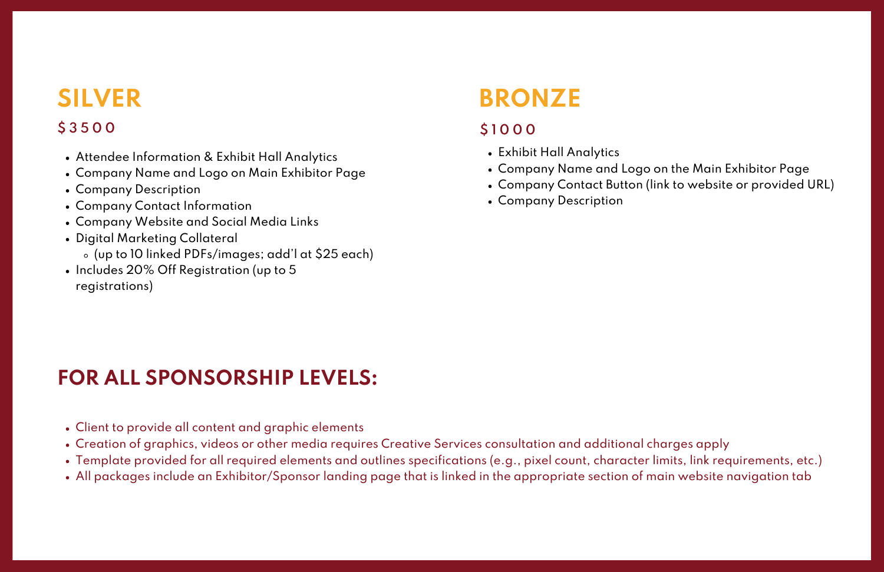## SILVER

$3500

- Attendee Information & Exhibit Hall Analytics
- Company Name and Logo on Main Exhibitor Page
- Company Description
- Company Contact Information
- Company Website and Social Media Links
- Digital Marketing Collateral
    - (up to 10 linked PDFs/images; add'l at $25 each)
- Includes 20% Off Registration (up to 5 registrations)

## BRONZE

$1000

- Exhibit Hall Analytics
- Company Name and Logo on the Main Exhibitor Page
- Company Contact Button (link to website or provided URL)
- Company Description

## FOR ALL SPONSORSHIP LEVELS:

- Client to provide all content and graphic elements
- Creation of graphics, videos or other media requires Creative Services consultation and additional charges apply
- Template provided for all required elements and outlines specifications (e.g., pixel count, character limits, link requirements, etc.)
- All packages include an Exhibitor/Sponsor landing page that is linked in the appropriate section of main website navigation tab